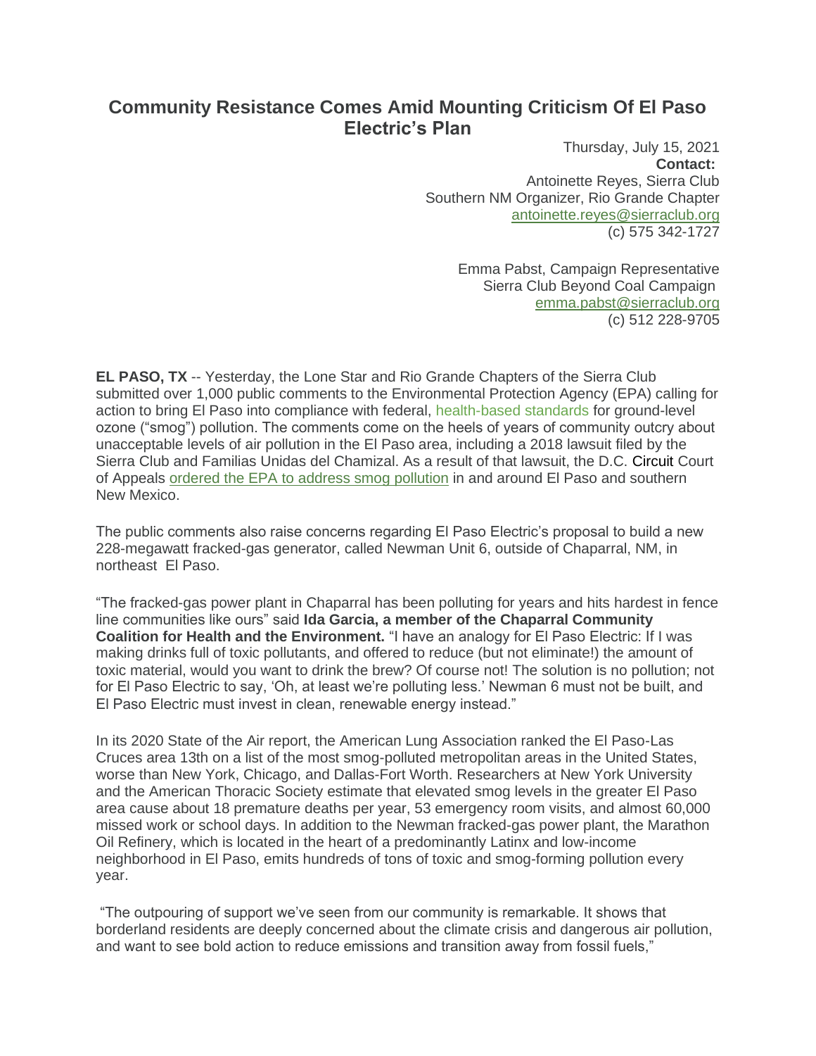# Community Resistance Comes Amid Mounting Criticism Of El Paso Electric's Plan

Thursday, July 15, 2021

**Contact:**

Antoinette Reyes, Sierra Club
Southern NM Organizer, Rio Grande Chapter
antoinette.reyes@sierraclub.org
(c) 575 342-1727

Emma Pabst, Campaign Representative
Sierra Club Beyond Coal Campaign
emma.pabst@sierraclub.org
(c) 512 228-9705

**EL PASO, TX** -- Yesterday, the Lone Star and Rio Grande Chapters of the Sierra Club submitted over 1,000 public comments to the Environmental Protection Agency (EPA) calling for action to bring El Paso into compliance with federal, health-based standards for ground-level ozone ("smog") pollution. The comments come on the heels of years of community outcry about unacceptable levels of air pollution in the El Paso area, including a 2018 lawsuit filed by the Sierra Club and Familias Unidas del Chamizal. As a result of that lawsuit, the D.C. Circuit Court of Appeals ordered the EPA to address smog pollution in and around El Paso and southern New Mexico.

The public comments also raise concerns regarding El Paso Electric's proposal to build a new 228-megawatt fracked-gas generator, called Newman Unit 6, outside of Chaparral, NM, in northeast El Paso.

"The fracked-gas power plant in Chaparral has been polluting for years and hits hardest in fence line communities like ours" said **Ida Garcia, a member of the Chaparral Community Coalition for Health and the Environment.** "I have an analogy for El Paso Electric: If I was making drinks full of toxic pollutants, and offered to reduce (but not eliminate!) the amount of toxic material, would you want to drink the brew? Of course not! The solution is no pollution; not for El Paso Electric to say, 'Oh, at least we're polluting less.' Newman 6 must not be built, and El Paso Electric must invest in clean, renewable energy instead."

In its 2020 State of the Air report, the American Lung Association ranked the El Paso-Las Cruces area 13th on a list of the most smog-polluted metropolitan areas in the United States, worse than New York, Chicago, and Dallas-Fort Worth. Researchers at New York University and the American Thoracic Society estimate that elevated smog levels in the greater El Paso area cause about 18 premature deaths per year, 53 emergency room visits, and almost 60,000 missed work or school days. In addition to the Newman fracked-gas power plant, the Marathon Oil Refinery, which is located in the heart of a predominantly Latinx and low-income neighborhood in El Paso, emits hundreds of tons of toxic and smog-forming pollution every year.

"The outpouring of support we've seen from our community is remarkable. It shows that borderland residents are deeply concerned about the climate crisis and dangerous air pollution, and want to see bold action to reduce emissions and transition away from fossil fuels,"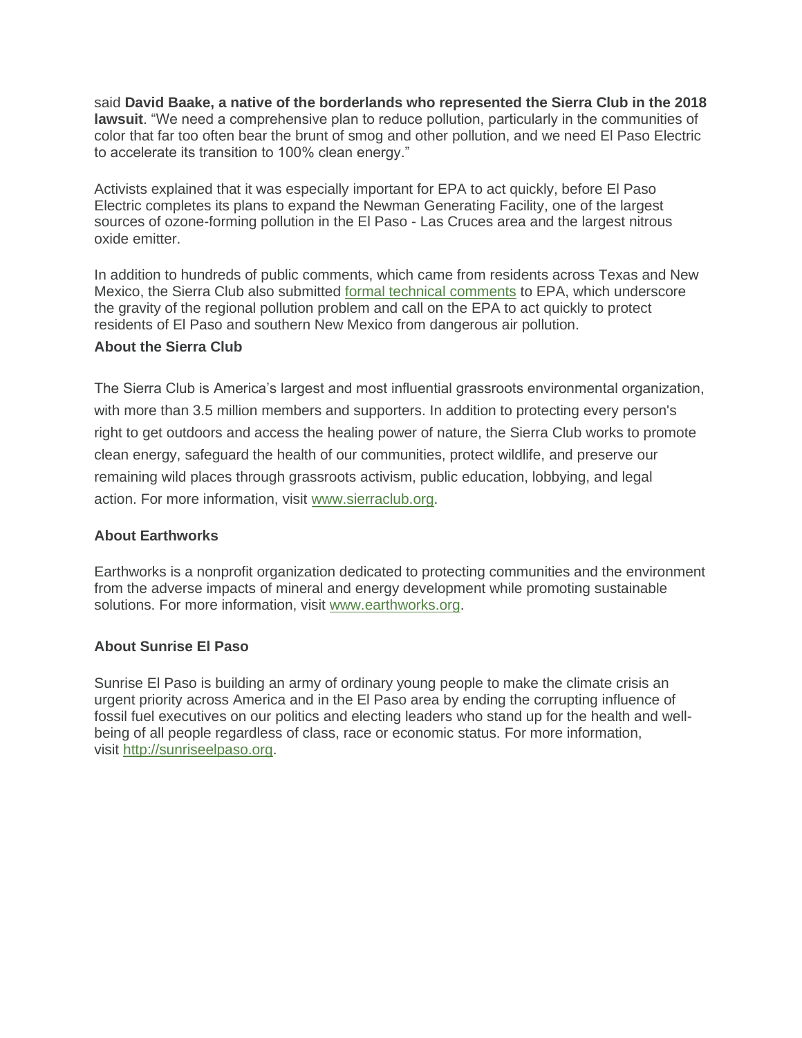said **David Baake, a native of the borderlands who represented the Sierra Club in the 2018 lawsuit**. "We need a comprehensive plan to reduce pollution, particularly in the communities of color that far too often bear the brunt of smog and other pollution, and we need El Paso Electric to accelerate its transition to 100% clean energy."

Activists explained that it was especially important for EPA to act quickly, before El Paso Electric completes its plans to expand the Newman Generating Facility, one of the largest sources of ozone-forming pollution in the El Paso - Las Cruces area and the largest nitrous oxide emitter.

In addition to hundreds of public comments, which came from residents across Texas and New Mexico, the Sierra Club also submitted formal technical comments to EPA, which underscore the gravity of the regional pollution problem and call on the EPA to act quickly to protect residents of El Paso and southern New Mexico from dangerous air pollution.

**About the Sierra Club**

The Sierra Club is America's largest and most influential grassroots environmental organization, with more than 3.5 million members and supporters. In addition to protecting every person's right to get outdoors and access the healing power of nature, the Sierra Club works to promote clean energy, safeguard the health of our communities, protect wildlife, and preserve our remaining wild places through grassroots activism, public education, lobbying, and legal action. For more information, visit www.sierraclub.org.

**About Earthworks**

Earthworks is a nonprofit organization dedicated to protecting communities and the environment from the adverse impacts of mineral and energy development while promoting sustainable solutions. For more information, visit www.earthworks.org.

**About Sunrise El Paso**

Sunrise El Paso is building an army of ordinary young people to make the climate crisis an urgent priority across America and in the El Paso area by ending the corrupting influence of fossil fuel executives on our politics and electing leaders who stand up for the health and well-being of all people regardless of class, race or economic status. For more information, visit http://sunriseelpaso.org.